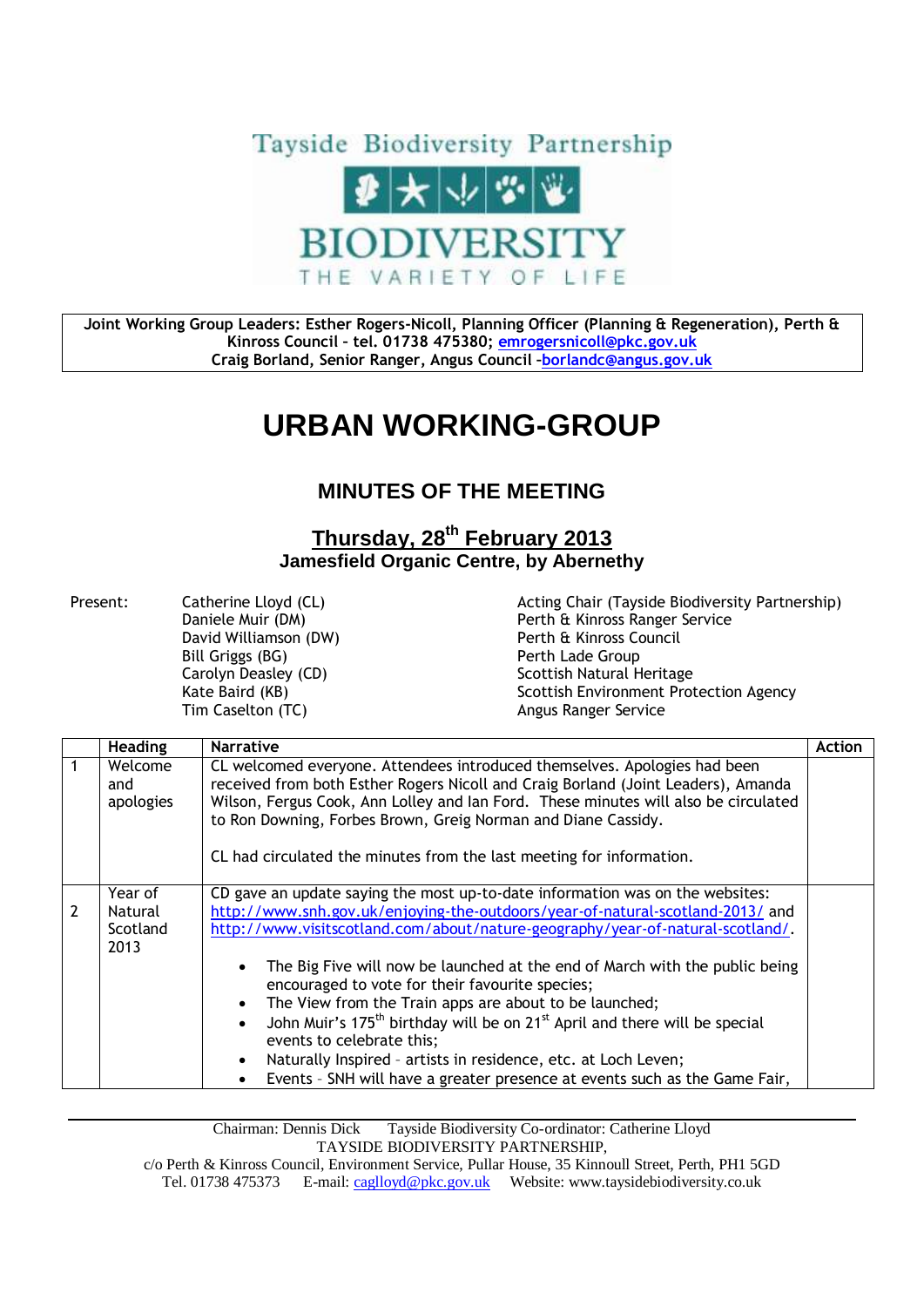Tayside Biodiversity Partnership

BIODIVERSITY

THE VARIETY OF LIFE

**Joint Working Group Leaders: Esther Rogers-Nicoll, Planning Officer (Planning & Regeneration), Perth & Kinross Council – tel. 01738 475380; emrogersnicoll@pkc.gov.uk**
**Craig Borland, Senior Ranger, Angus Council –borlandc@angus.gov.uk**

# URBAN WORKING-GROUP

## MINUTES OF THE MEETING

### Thursday, 28th February 2013
### Jamesfield Organic Centre, by Abernethy

| Present: | | |
|---|---|---|
| | Catherine Lloyd (CL) | Acting Chair (Tayside Biodiversity Partnership) |
| | Daniele Muir (DM) | Perth & Kinross Ranger Service |
| | David Williamson (DW) | Perth & Kinross Council |
| | Bill Griggs (BG) | Perth Lade Group |
| | Carolyn Deasley (CD) | Scottish Natural Heritage |
| | Kate Baird (KB) | Scottish Environment Protection Agency |
| | Tim Caselton (TC) | Angus Ranger Service |

| | Heading | Narrative | Action |
|---|---|---|---|
| 1 | Welcome and apologies | CL welcomed everyone. Attendees introduced themselves. Apologies had been received from both Esther Rogers Nicoll and Craig Borland (Joint Leaders), Amanda Wilson, Fergus Cook, Ann Lolley and Ian Ford. These minutes will also be circulated to Ron Downing, Forbes Brown, Greig Norman and Diane Cassidy.<br><br>CL had circulated the minutes from the last meeting for information. | |
| 2 | Year of Natural Scotland 2013 | CD gave an update saying the most up-to-date information was on the websites: http://www.snh.gov.uk/enjoying-the-outdoors/year-of-natural-scotland-2013/ and http://www.visitscotland.com/about/nature-geography/year-of-natural-scotland/.<br><br>• The Big Five will now be launched at the end of March with the public being encouraged to vote for their favourite species;<br>• The View from the Train apps are about to be launched;<br>• John Muir's 175th birthday will be on 21st April and there will be special events to celebrate this;<br>• Naturally Inspired – artists in residence, etc. at Loch Leven;<br>• Events – SNH will have a greater presence at events such as the Game Fair, | |

Chairman: Dennis Dick Tayside Biodiversity Co-ordinator: Catherine Lloyd
TAYSIDE BIODIVERSITY PARTNERSHIP,
c/o Perth & Kinross Council, Environment Service, Pullar House, 35 Kinnoull Street, Perth, PH1 5GD
Tel. 01738 475373 E-mail: caglloyd@pkc.gov.uk Website: www.taysidebiodiversity.co.uk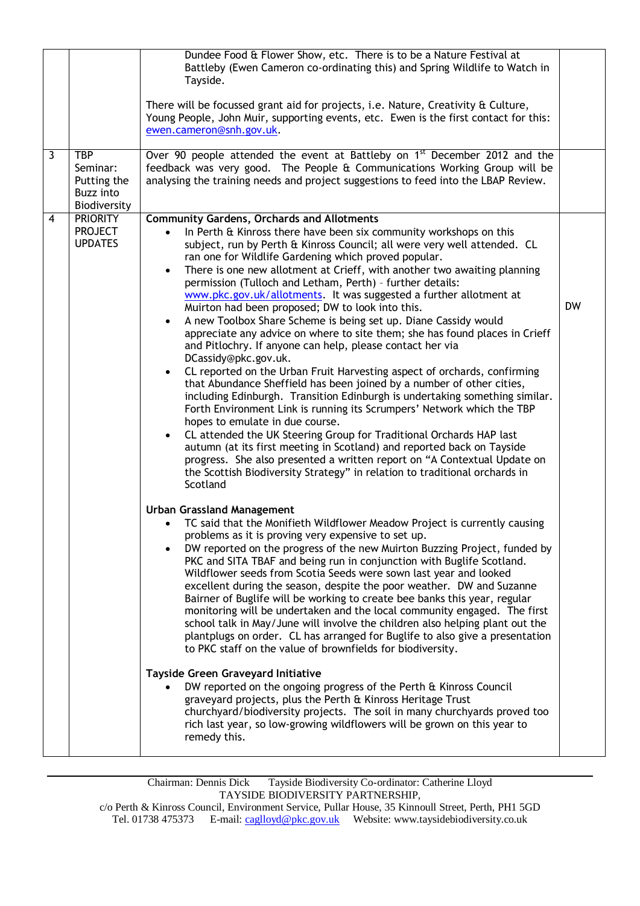| | | | |
|---|---|---|---|
| | | Dundee Food & Flower Show, etc. There is to be a Nature Festival at Battleby (Ewen Cameron co-ordinating this) and Spring Wildlife to Watch in Tayside.<br><br>There will be focussed grant aid for projects, i.e. Nature, Creativity & Culture, Young People, John Muir, supporting events, etc. Ewen is the first contact for this: ewen.cameron@snh.gov.uk. | |
| 3 | TBP Seminar: Putting the Buzz into Biodiversity | Over 90 people attended the event at Battleby on 1st December 2012 and the feedback was very good. The People & Communications Working Group will be analysing the training needs and project suggestions to feed into the LBAP Review. | |
| 4 | PRIORITY PROJECT UPDATES | **Community Gardens, Orchards and Allotments**<br>• In Perth & Kinross there have been six community workshops on this subject, run by Perth & Kinross Council; all were very well attended. CL ran one for Wildlife Gardening which proved popular.<br>• There is one new allotment at Crieff, with another two awaiting planning permission (Tulloch and Letham, Perth) – further details: www.pkc.gov.uk/allotments. It was suggested a further allotment at Muirton had been proposed; DW to look into this.<br>• A new Toolbox Share Scheme is being set up. Diane Cassidy would appreciate any advice on where to site them; she has found places in Crieff and Pitlochry. If anyone can help, please contact her via DCassidy@pkc.gov.uk.<br>• CL reported on the Urban Fruit Harvesting aspect of orchards, confirming that Abundance Sheffield has been joined by a number of other cities, including Edinburgh. Transition Edinburgh is undertaking something similar. Forth Environment Link is running its Scrumpers' Network which the TBP hopes to emulate in due course.<br>• CL attended the UK Steering Group for Traditional Orchards HAP last autumn (at its first meeting in Scotland) and reported back on Tayside progress. She also presented a written report on "A Contextual Update on the Scottish Biodiversity Strategy" in relation to traditional orchards in Scotland<br><br>**Urban Grassland Management**<br>• TC said that the Monifieth Wildflower Meadow Project is currently causing problems as it is proving very expensive to set up.<br>• DW reported on the progress of the new Muirton Buzzing Project, funded by PKC and SITA TBAF and being run in conjunction with Buglife Scotland. Wildflower seeds from Scotia Seeds were sown last year and looked excellent during the season, despite the poor weather. DW and Suzanne Bairner of Buglife will be working to create bee banks this year, regular monitoring will be undertaken and the local community engaged. The first school talk in May/June will involve the children also helping plant out the plantplugs on order. CL has arranged for Buglife to also give a presentation to PKC staff on the value of brownfields for biodiversity.<br><br>**Tayside Green Graveyard Initiative**<br>• DW reported on the ongoing progress of the Perth & Kinross Council graveyard projects, plus the Perth & Kinross Heritage Trust churchyard/biodiversity projects. The soil in many churchyards proved too rich last year, so low-growing wildflowers will be grown on this year to remedy this. | DW |

Chairman: Dennis Dick Tayside Biodiversity Co-ordinator: Catherine Lloyd
TAYSIDE BIODIVERSITY PARTNERSHIP,
c/o Perth & Kinross Council, Environment Service, Pullar House, 35 Kinnoull Street, Perth, PH1 5GD
Tel. 01738 475373 E-mail: caglloyd@pkc.gov.uk Website: www.taysidebiodiversity.co.uk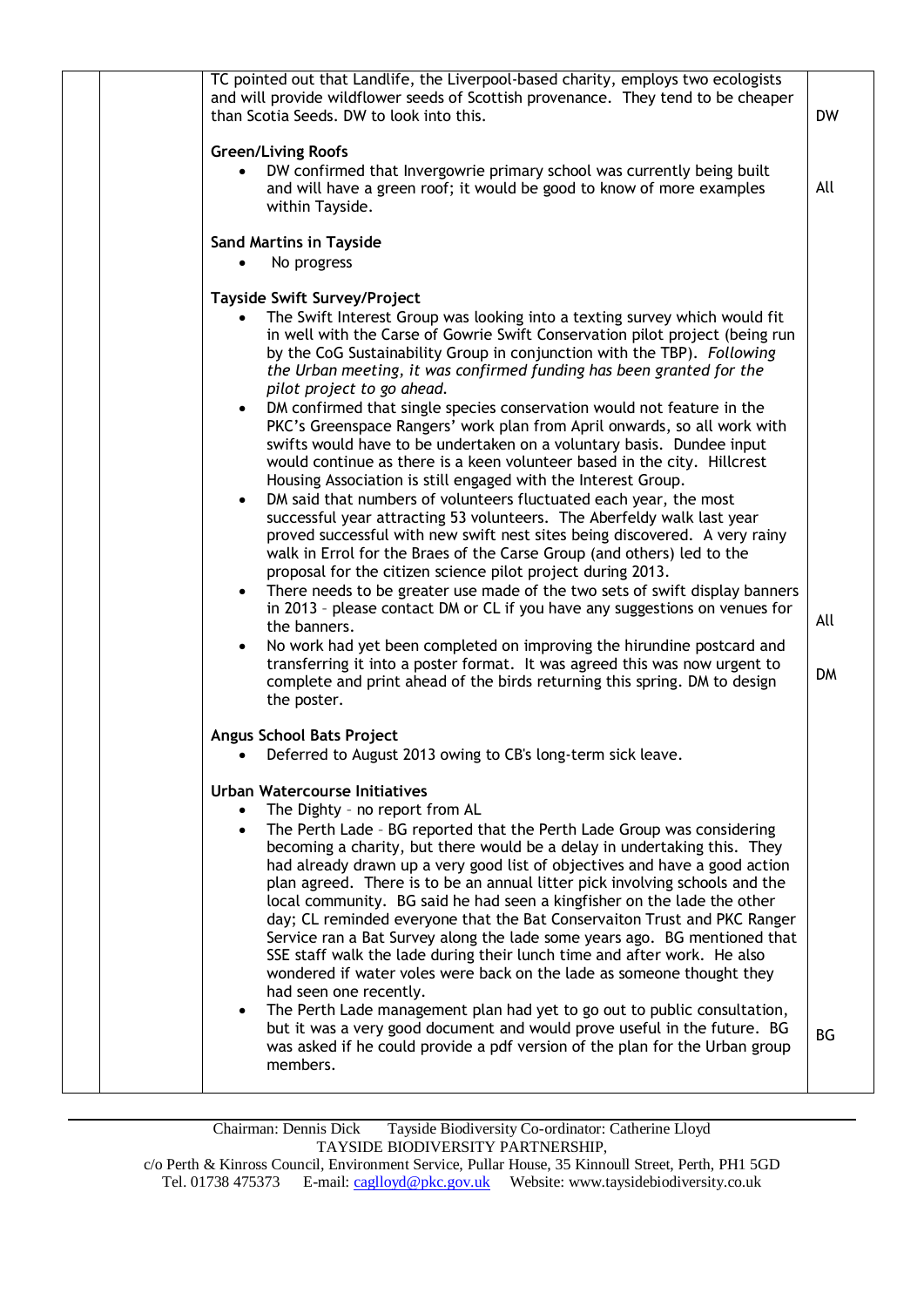| | | | |
|---|---|---|---|
| | | TC pointed out that Landlife, the Liverpool-based charity, employs two ecologists and will provide wildflower seeds of Scottish provenance. They tend to be cheaper than Scotia Seeds. DW to look into this. | DW |
| | | **Green/Living Roofs**<br>• DW confirmed that Invergowrie primary school was currently being built and will have a green roof; it would be good to know of more examples within Tayside. | All |
| | | **Sand Martins in Tayside**<br>• No progress | |
| | | **Tayside Swift Survey/Project**<br>• The Swift Interest Group was looking into a texting survey which would fit in well with the Carse of Gowrie Swift Conservation pilot project (being run by the CoG Sustainability Group in conjunction with the TBP). *Following the Urban meeting, it was confirmed funding has been granted for the pilot project to go ahead.*<br>• DM confirmed that single species conservation would not feature in the PKC's Greenspace Rangers' work plan from April onwards, so all work with swifts would have to be undertaken on a voluntary basis. Dundee input would continue as there is a keen volunteer based in the city. Hillcrest Housing Association is still engaged with the Interest Group.<br>• DM said that numbers of volunteers fluctuated each year, the most successful year attracting 53 volunteers. The Aberfeldy walk last year proved successful with new swift nest sites being discovered. A very rainy walk in Errol for the Braes of the Carse Group (and others) led to the proposal for the citizen science pilot project during 2013.<br>• There needs to be greater use made of the two sets of swift display banners in 2013 – please contact DM or CL if you have any suggestions on venues for the banners.<br>• No work had yet been completed on improving the hirundine postcard and transferring it into a poster format. It was agreed this was now urgent to complete and print ahead of the birds returning this spring. DM to design the poster. | All<br><br>DM |
| | | **Angus School Bats Project**<br>• Deferred to August 2013 owing to CB's long-term sick leave. | |
| | | **Urban Watercourse Initiatives**<br>• The Dighty – no report from AL<br>• The Perth Lade – BG reported that the Perth Lade Group was considering becoming a charity, but there would be a delay in undertaking this. They had already drawn up a very good list of objectives and have a good action plan agreed. There is to be an annual litter pick involving schools and the local community. BG said he had seen a kingfisher on the lade the other day; CL reminded everyone that the Bat Conservaiton Trust and PKC Ranger Service ran a Bat Survey along the lade some years ago. BG mentioned that SSE staff walk the lade during their lunch time and after work. He also wondered if water voles were back on the lade as someone thought they had seen one recently.<br>• The Perth Lade management plan had yet to go out to public consultation, but it was a very good document and would prove useful in the future. BG was asked if he could provide a pdf version of the plan for the Urban group members. | BG |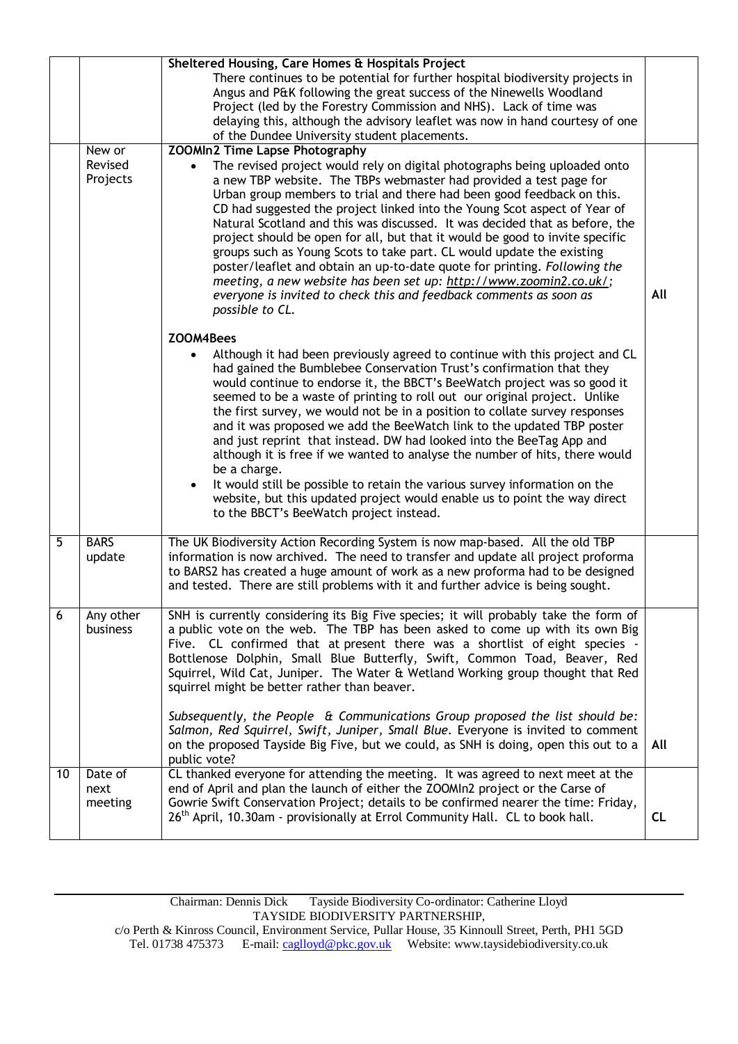| | | | |
|---|---|---|---|
| | | **Sheltered Housing, Care Homes & Hospitals Project**<br>There continues to be potential for further hospital biodiversity projects in Angus and P&K following the great success of the Ninewells Woodland Project (led by the Forestry Commission and NHS). Lack of time was delaying this, although the advisory leaflet was now in hand courtesy of one of the Dundee University student placements. | |
| | New or Revised Projects | **ZOOMIn2 Time Lapse Photography**<br>• The revised project would rely on digital photographs being uploaded onto a new TBP website. The TBPs webmaster had provided a test page for Urban group members to trial and there had been good feedback on this. CD had suggested the project linked into the Young Scot aspect of Year of Natural Scotland and this was discussed. It was decided that as before, the project should be open for all, but that it would be good to invite specific groups such as Young Scots to take part. CL would update the existing poster/leaflet and obtain an up-to-date quote for printing. *Following the meeting, a new website has been set up: http://www.zoomin2.co.uk/; everyone is invited to check this and feedback comments as soon as possible to CL.*<br><br>**ZOOM4Bees**<br>• Although it had been previously agreed to continue with this project and CL had gained the Bumblebee Conservation Trust's confirmation that they would continue to endorse it, the BBCT's BeeWatch project was so good it seemed to be a waste of printing to roll out our original project. Unlike the first survey, we would not be in a position to collate survey responses and it was proposed we add the BeeWatch link to the updated TBP poster and just reprint that instead. DW had looked into the BeeTag App and although it is free if we wanted to analyse the number of hits, there would be a charge.<br>• It would still be possible to retain the various survey information on the website, but this updated project would enable us to point the way direct to the BBCT's BeeWatch project instead. | All |
| 5 | BARS update | The UK Biodiversity Action Recording System is now map-based. All the old TBP information is now archived. The need to transfer and update all project proforma to BARS2 has created a huge amount of work as a new proforma had to be designed and tested. There are still problems with it and further advice is being sought. | |
| 6 | Any other business | SNH is currently considering its Big Five species; it will probably take the form of a public vote on the web. The TBP has been asked to come up with its own Big Five. CL confirmed that at present there was a shortlist of eight species - Bottlenose Dolphin, Small Blue Butterfly, Swift, Common Toad, Beaver, Red Squirrel, Wild Cat, Juniper. The Water & Wetland Working group thought that Red squirrel might be better rather than beaver.<br><br>*Subsequently, the People & Communications Group proposed the list should be: Salmon, Red Squirrel, Swift, Juniper, Small Blue.* Everyone is invited to comment on the proposed Tayside Big Five, but we could, as SNH is doing, open this out to a public vote? | All |
| 10 | Date of next meeting | CL thanked everyone for attending the meeting. It was agreed to next meet at the end of April and plan the launch of either the ZOOMIn2 project or the Carse of Gowrie Swift Conservation Project; details to be confirmed nearer the time: Friday, 26th April, 10.30am - provisionally at Errol Community Hall. CL to book hall. | CL |

Chairman: Dennis Dick     Tayside Biodiversity Co-ordinator: Catherine Lloyd
TAYSIDE BIODIVERSITY PARTNERSHIP,
c/o Perth & Kinross Council, Environment Service, Pullar House, 35 Kinnoull Street, Perth, PH1 5GD
Tel. 01738 475373     E-mail: caglloyd@pkc.gov.uk     Website: www.taysidebiodiversity.co.uk